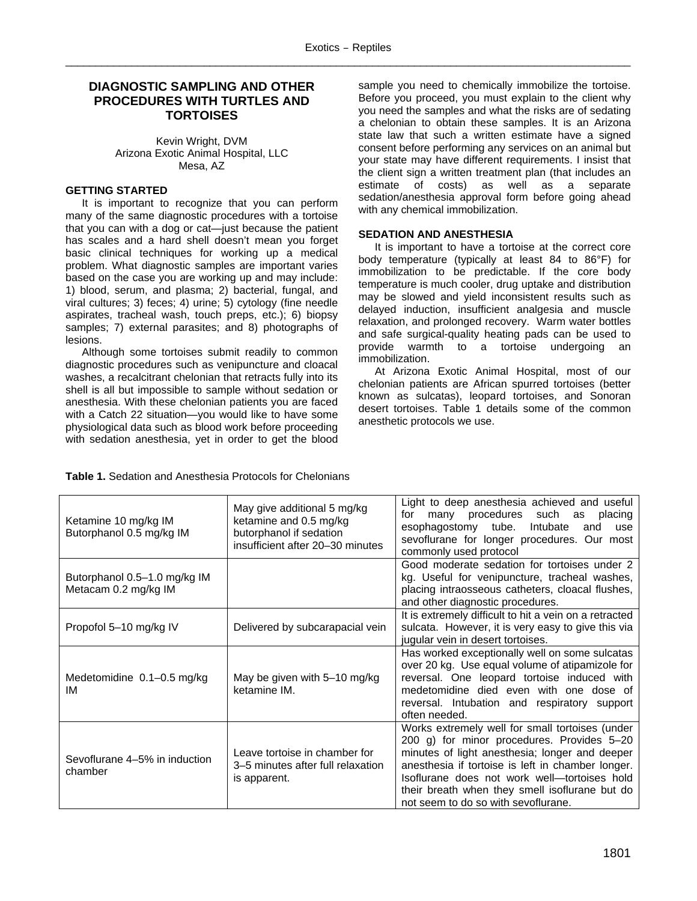# DIAGNOSTIC SAMPLING AND OTHER PROCEDURES WITH TURTLES AND TORTOISES

Kevin Wright, DVM
Arizona Exotic Animal Hospital, LLC
Mesa, AZ

## GETTING STARTED

It is important to recognize that you can perform many of the same diagnostic procedures with a tortoise that you can with a dog or cat—just because the patient has scales and a hard shell doesn't mean you forget basic clinical techniques for working up a medical problem. What diagnostic samples are important varies based on the case you are working up and may include: 1) blood, serum, and plasma; 2) bacterial, fungal, and viral cultures; 3) feces; 4) urine; 5) cytology (fine needle aspirates, tracheal wash, touch preps, etc.); 6) biopsy samples; 7) external parasites; and 8) photographs of lesions.

Although some tortoises submit readily to common diagnostic procedures such as venipuncture and cloacal washes, a recalcitrant chelonian that retracts fully into its shell is all but impossible to sample without sedation or anesthesia. With these chelonian patients you are faced with a Catch 22 situation—you would like to have some physiological data such as blood work before proceeding with sedation anesthesia, yet in order to get the blood sample you need to chemically immobilize the tortoise. Before you proceed, you must explain to the client why you need the samples and what the risks are of sedating a chelonian to obtain these samples. It is an Arizona state law that such a written estimate have a signed consent before performing any services on an animal but your state may have different requirements. I insist that the client sign a written treatment plan (that includes an estimate of costs) as well as a separate sedation/anesthesia approval form before going ahead with any chemical immobilization.

## SEDATION AND ANESTHESIA

It is important to have a tortoise at the correct core body temperature (typically at least 84 to 86°F) for immobilization to be predictable. If the core body temperature is much cooler, drug uptake and distribution may be slowed and yield inconsistent results such as delayed induction, insufficient analgesia and muscle relaxation, and prolonged recovery. Warm water bottles and safe surgical-quality heating pads can be used to provide warmth to a tortoise undergoing an immobilization.

At Arizona Exotic Animal Hospital, most of our chelonian patients are African spurred tortoises (better known as sulcatas), leopard tortoises, and Sonoran desert tortoises. Table 1 details some of the common anesthetic protocols we use.

**Table 1.** Sedation and Anesthesia Protocols for Chelonians

| | | |
|---|---|---|
| Ketamine 10 mg/kg IM<br>Butorphanol 0.5 mg/kg IM | May give additional 5 mg/kg ketamine and 0.5 mg/kg butorphanol if sedation insufficient after 20–30 minutes | Light to deep anesthesia achieved and useful for many procedures such as placing esophagostomy tube. Intubate and use sevoflurane for longer procedures. Our most commonly used protocol |
| Butorphanol 0.5–1.0 mg/kg IM<br>Metacam 0.2 mg/kg IM | | Good moderate sedation for tortoises under 2 kg. Useful for venipuncture, tracheal washes, placing intraosseous catheters, cloacal flushes, and other diagnostic procedures. |
| Propofol 5–10 mg/kg IV | Delivered by subcarapacial vein | It is extremely difficult to hit a vein on a retracted sulcata. However, it is very easy to give this via jugular vein in desert tortoises. |
| Medetomidine 0.1–0.5 mg/kg IM | May be given with 5–10 mg/kg ketamine IM. | Has worked exceptionally well on some sulcatas over 20 kg. Use equal volume of atipamizole for reversal. One leopard tortoise induced with medetomidine died even with one dose of reversal. Intubation and respiratory support often needed. |
| Sevoflurane 4–5% in induction chamber | Leave tortoise in chamber for 3–5 minutes after full relaxation is apparent. | Works extremely well for small tortoises (under 200 g) for minor procedures. Provides 5–20 minutes of light anesthesia; longer and deeper anesthesia if tortoise is left in chamber longer. Isoflurane does not work well—tortoises hold their breath when they smell isoflurane but do not seem to do so with sevoflurane. |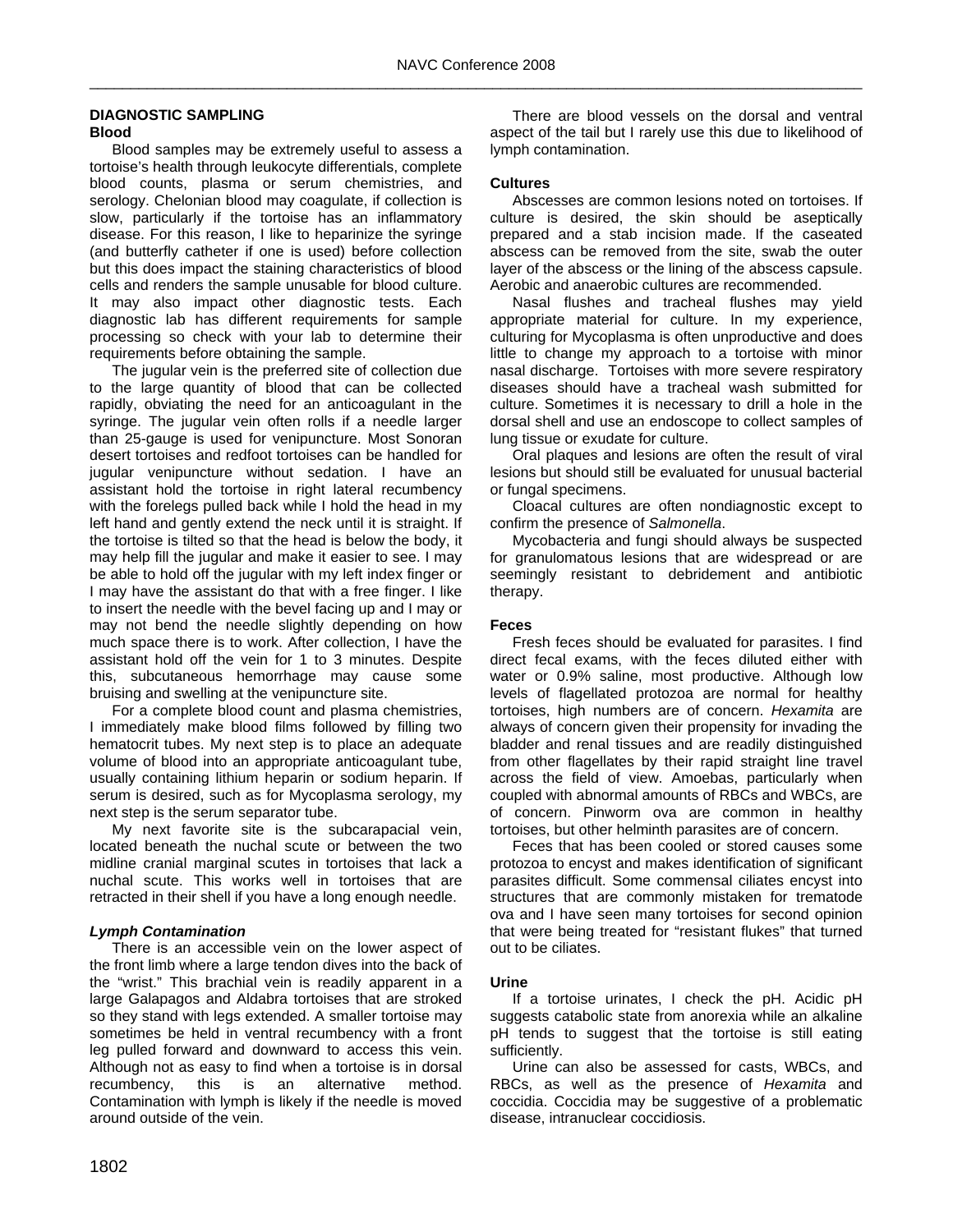## DIAGNOSTIC SAMPLING

### Blood

Blood samples may be extremely useful to assess a tortoise's health through leukocyte differentials, complete blood counts, plasma or serum chemistries, and serology. Chelonian blood may coagulate, if collection is slow, particularly if the tortoise has an inflammatory disease. For this reason, I like to heparinize the syringe (and butterfly catheter if one is used) before collection but this does impact the staining characteristics of blood cells and renders the sample unusable for blood culture. It may also impact other diagnostic tests. Each diagnostic lab has different requirements for sample processing so check with your lab to determine their requirements before obtaining the sample.

The jugular vein is the preferred site of collection due to the large quantity of blood that can be collected rapidly, obviating the need for an anticoagulant in the syringe. The jugular vein often rolls if a needle larger than 25-gauge is used for venipuncture. Most Sonoran desert tortoises and redfoot tortoises can be handled for jugular venipuncture without sedation. I have an assistant hold the tortoise in right lateral recumbency with the forelegs pulled back while I hold the head in my left hand and gently extend the neck until it is straight. If the tortoise is tilted so that the head is below the body, it may help fill the jugular and make it easier to see. I may be able to hold off the jugular with my left index finger or I may have the assistant do that with a free finger. I like to insert the needle with the bevel facing up and I may or may not bend the needle slightly depending on how much space there is to work. After collection, I have the assistant hold off the vein for 1 to 3 minutes. Despite this, subcutaneous hemorrhage may cause some bruising and swelling at the venipuncture site.

For a complete blood count and plasma chemistries, I immediately make blood films followed by filling two hematocrit tubes. My next step is to place an adequate volume of blood into an appropriate anticoagulant tube, usually containing lithium heparin or sodium heparin. If serum is desired, such as for Mycoplasma serology, my next step is the serum separator tube.

My next favorite site is the subcarapacial vein, located beneath the nuchal scute or between the two midline cranial marginal scutes in tortoises that lack a nuchal scute. This works well in tortoises that are retracted in their shell if you have a long enough needle.

### *Lymph Contamination*

There is an accessible vein on the lower aspect of the front limb where a large tendon dives into the back of the "wrist." This brachial vein is readily apparent in a large Galapagos and Aldabra tortoises that are stroked so they stand with legs extended. A smaller tortoise may sometimes be held in ventral recumbency with a front leg pulled forward and downward to access this vein. Although not as easy to find when a tortoise is in dorsal recumbency, this is an alternative method. Contamination with lymph is likely if the needle is moved around outside of the vein.

There are blood vessels on the dorsal and ventral aspect of the tail but I rarely use this due to likelihood of lymph contamination.

### Cultures

Abscesses are common lesions noted on tortoises. If culture is desired, the skin should be aseptically prepared and a stab incision made. If the caseated abscess can be removed from the site, swab the outer layer of the abscess or the lining of the abscess capsule. Aerobic and anaerobic cultures are recommended.

Nasal flushes and tracheal flushes may yield appropriate material for culture. In my experience, culturing for Mycoplasma is often unproductive and does little to change my approach to a tortoise with minor nasal discharge. Tortoises with more severe respiratory diseases should have a tracheal wash submitted for culture. Sometimes it is necessary to drill a hole in the dorsal shell and use an endoscope to collect samples of lung tissue or exudate for culture.

Oral plaques and lesions are often the result of viral lesions but should still be evaluated for unusual bacterial or fungal specimens.

Cloacal cultures are often nondiagnostic except to confirm the presence of *Salmonella*.

Mycobacteria and fungi should always be suspected for granulomatous lesions that are widespread or are seemingly resistant to debridement and antibiotic therapy.

### Feces

Fresh feces should be evaluated for parasites. I find direct fecal exams, with the feces diluted either with water or 0.9% saline, most productive. Although low levels of flagellated protozoa are normal for healthy tortoises, high numbers are of concern. *Hexamita* are always of concern given their propensity for invading the bladder and renal tissues and are readily distinguished from other flagellates by their rapid straight line travel across the field of view. Amoebas, particularly when coupled with abnormal amounts of RBCs and WBCs, are of concern. Pinworm ova are common in healthy tortoises, but other helminth parasites are of concern.

Feces that has been cooled or stored causes some protozoa to encyst and makes identification of significant parasites difficult. Some commensal ciliates encyst into structures that are commonly mistaken for trematode ova and I have seen many tortoises for second opinion that were being treated for "resistant flukes" that turned out to be ciliates.

### Urine

If a tortoise urinates, I check the pH. Acidic pH suggests catabolic state from anorexia while an alkaline pH tends to suggest that the tortoise is still eating sufficiently.

Urine can also be assessed for casts, WBCs, and RBCs, as well as the presence of *Hexamita* and coccidia. Coccidia may be suggestive of a problematic disease, intranuclear coccidiosis.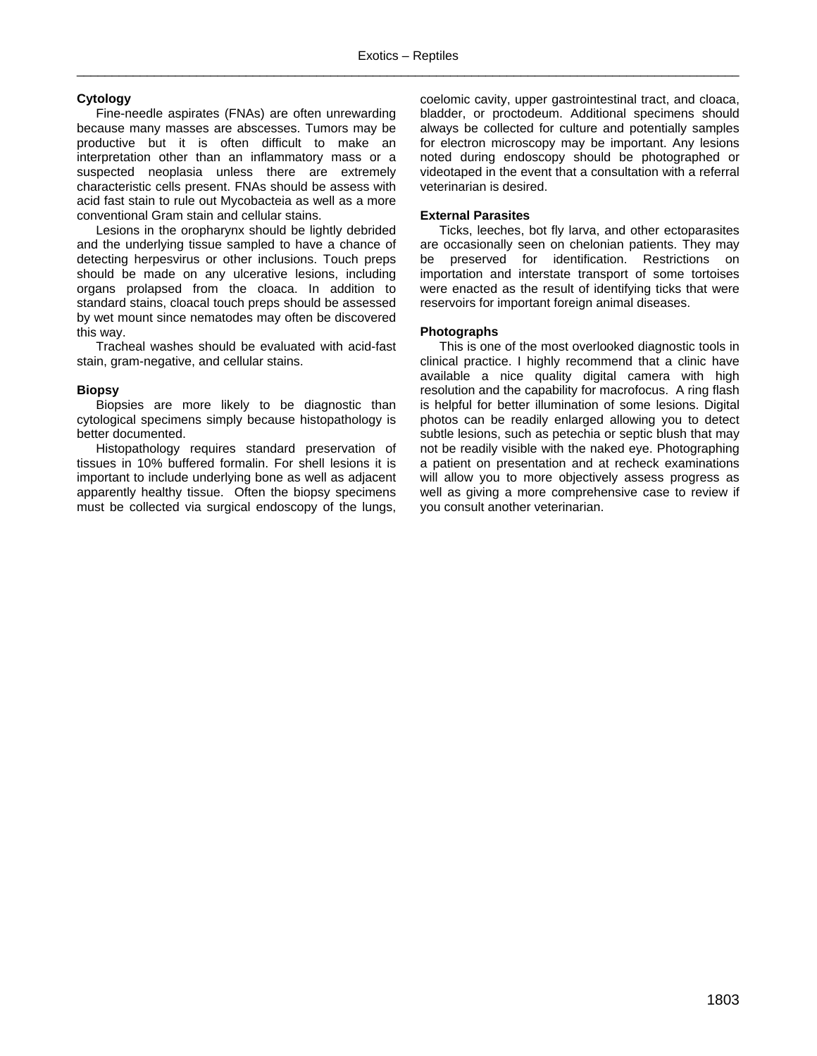### Cytology

Fine-needle aspirates (FNAs) are often unrewarding because many masses are abscesses. Tumors may be productive but it is often difficult to make an interpretation other than an inflammatory mass or a suspected neoplasia unless there are extremely characteristic cells present. FNAs should be assess with acid fast stain to rule out Mycobacteia as well as a more conventional Gram stain and cellular stains.

Lesions in the oropharynx should be lightly debrided and the underlying tissue sampled to have a chance of detecting herpesvirus or other inclusions. Touch preps should be made on any ulcerative lesions, including organs prolapsed from the cloaca. In addition to standard stains, cloacal touch preps should be assessed by wet mount since nematodes may often be discovered this way.

Tracheal washes should be evaluated with acid-fast stain, gram-negative, and cellular stains.

### Biopsy

Biopsies are more likely to be diagnostic than cytological specimens simply because histopathology is better documented.

Histopathology requires standard preservation of tissues in 10% buffered formalin. For shell lesions it is important to include underlying bone as well as adjacent apparently healthy tissue. Often the biopsy specimens must be collected via surgical endoscopy of the lungs, coelomic cavity, upper gastrointestinal tract, and cloaca, bladder, or proctodeum. Additional specimens should always be collected for culture and potentially samples for electron microscopy may be important. Any lesions noted during endoscopy should be photographed or videotaped in the event that a consultation with a referral veterinarian is desired.

### External Parasites

Ticks, leeches, bot fly larva, and other ectoparasites are occasionally seen on chelonian patients. They may be preserved for identification. Restrictions on importation and interstate transport of some tortoises were enacted as the result of identifying ticks that were reservoirs for important foreign animal diseases.

### Photographs

This is one of the most overlooked diagnostic tools in clinical practice. I highly recommend that a clinic have available a nice quality digital camera with high resolution and the capability for macrofocus. A ring flash is helpful for better illumination of some lesions. Digital photos can be readily enlarged allowing you to detect subtle lesions, such as petechia or septic blush that may not be readily visible with the naked eye. Photographing a patient on presentation and at recheck examinations will allow you to more objectively assess progress as well as giving a more comprehensive case to review if you consult another veterinarian.